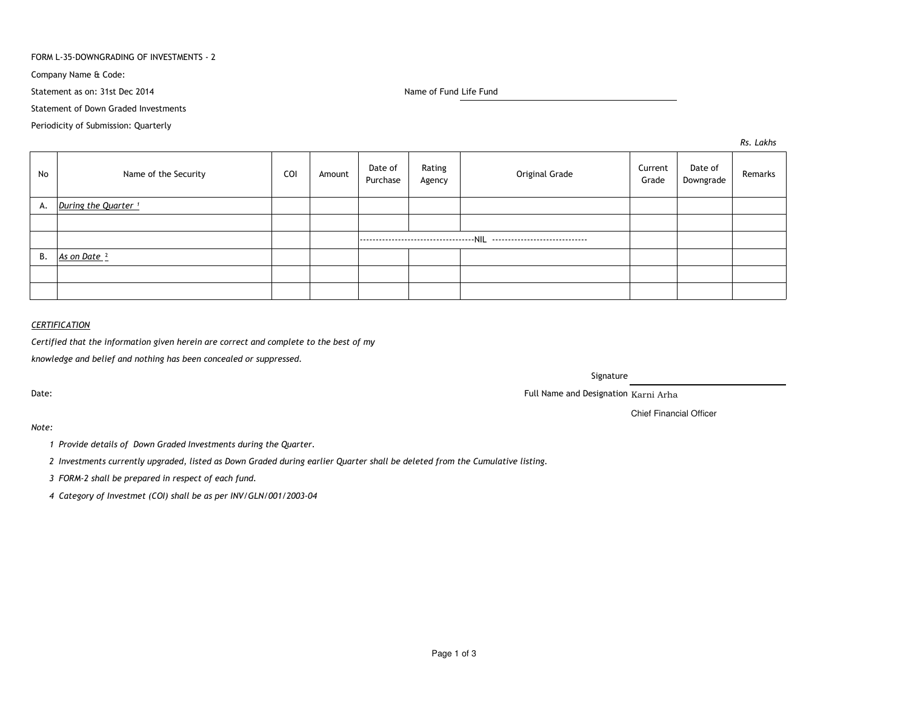FORM L-35-DOWNGRADING OF INVESTMENTS - 2

Company Name & Code:

Statement as on: 31st Dec 2014

Name of Fund Life Fund

Statement of Down Graded Investments

Periodicity of Submission: Quarterly

*Rs. Lakhs*

| No | Name of the Security | COI | Amount | Date of Purchase | Rating Agency | Original Grade | Current Grade | Date of Downgrade | Remarks |
|---|---|---|---|---|---|---|---|---|---|
| A. | *During the Quarter* [1] | | | | | | | | |
| | | | | | | | | | |
| | | | | ------------------------------------NIL ----------------------------- | | | | | |
| B. | *As on Date* [2] | | | | | | | | |
| | | | | | | | | | |
| | | | | | | | | | |

*CERTIFICATION*

*Certified that the information given herein are correct and complete to the best of my knowledge and belief and nothing has been concealed or suppressed.*

Signature

Date:

Full Name and Designation Karni Arha

Chief Financial Officer

*Note:*

1. *Provide details of Down Graded Investments during the Quarter.*
2. *Investments currently upgraded, listed as Down Graded during earlier Quarter shall be deleted from the Cumulative listing.*
3. *FORM-2 shall be prepared in respect of each fund.*
4. *Category of Investmet (COI) shall be as per INV/GLN/001/2003-04*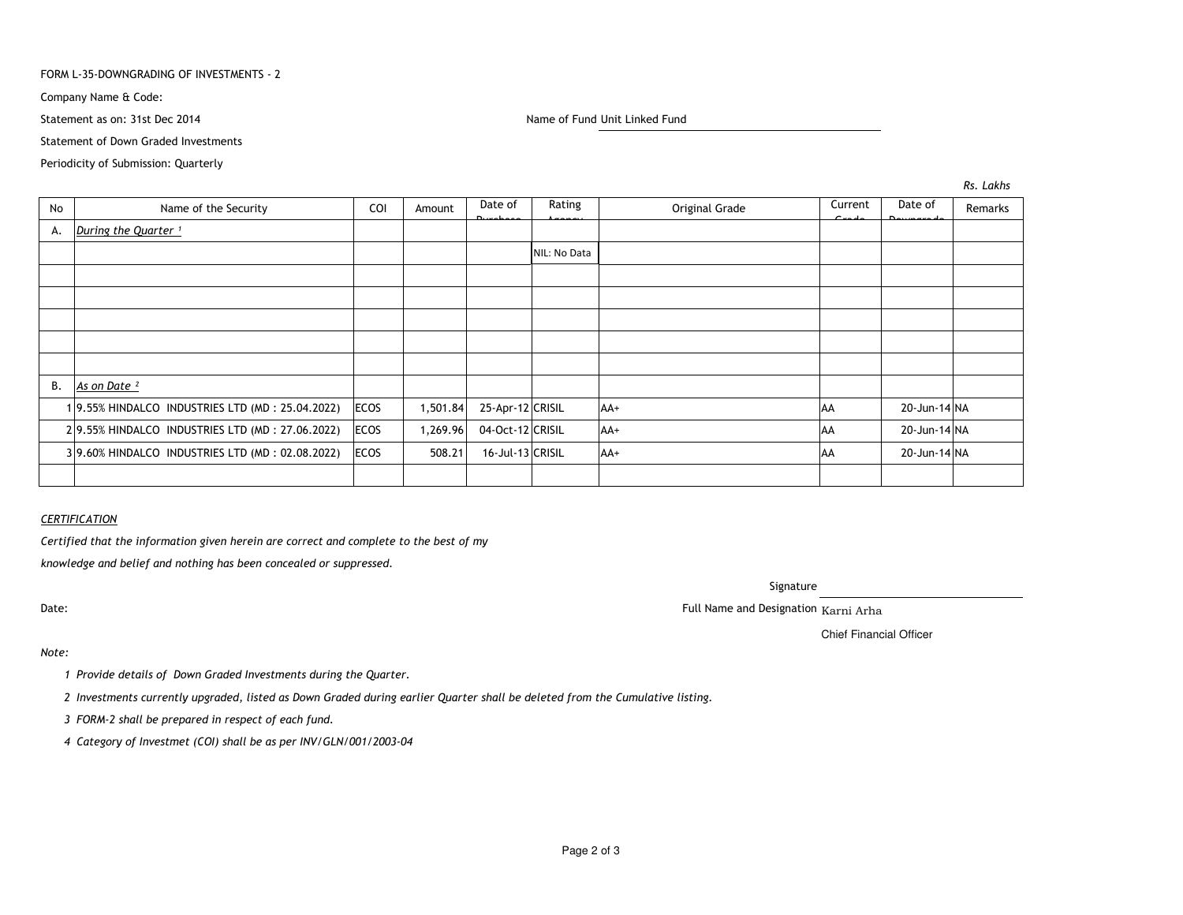FORM L-35-DOWNGRADING OF INVESTMENTS - 2

Company Name & Code:

Statement as on: 31st Dec 2014

Name of Fund Unit Linked Fund

Statement of Down Graded Investments

Periodicity of Submission: Quarterly

*Rs. Lakhs*

| No | Name of the Security | COI | Amount | Date of Purchase | Rating Agency | Original Grade | Current Grade | Date of Downgrade | Remarks |
|---|---|---|---|---|---|---|---|---|---|
| A. | *During the Quarter [1]* | | | | | | | | |
| | | | | | NIL: No Data | | | | |
| | | | | | | | | | |
| | | | | | | | | | |
| | | | | | | | | | |
| | | | | | | | | | |
| | | | | | | | | | |
| B. | *As on Date [2]* | | | | | | | | |
| 1 | 9.55% HINDALCO INDUSTRIES LTD (MD : 25.04.2022) | ECOS | 1,501.84 | 25-Apr-12 | CRISIL | AA+ | AA | 20-Jun-14 | NA |
| 2 | 9.55% HINDALCO INDUSTRIES LTD (MD : 27.06.2022) | ECOS | 1,269.96 | 04-Oct-12 | CRISIL | AA+ | AA | 20-Jun-14 | NA |
| 3 | 9.60% HINDALCO INDUSTRIES LTD (MD : 02.08.2022) | ECOS | 508.21 | 16-Jul-13 | CRISIL | AA+ | AA | 20-Jun-14 | NA |
| | | | | | | | | | |

*CERTIFICATION*

*Certified that the information given herein are correct and complete to the best of my knowledge and belief and nothing has been concealed or suppressed.*

Signature

Date:

Full Name and Designation Karni Arha

Chief Financial Officer

*Note:*

1. *Provide details of Down Graded Investments during the Quarter.*
2. *Investments currently upgraded, listed as Down Graded during earlier Quarter shall be deleted from the Cumulative listing.*
3. *FORM-2 shall be prepared in respect of each fund.*
4. *Category of Investmet (COI) shall be as per INV/GLN/001/2003-04*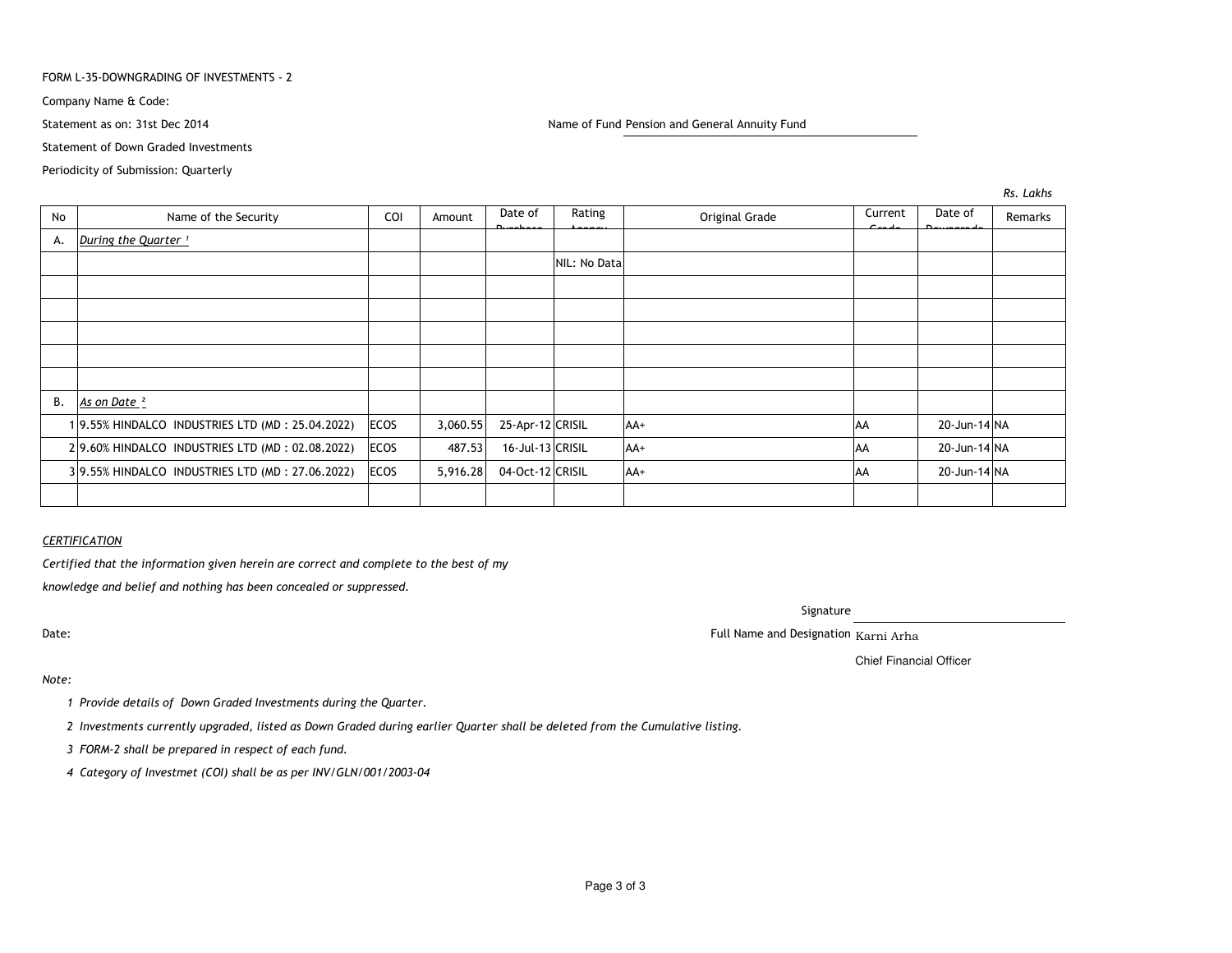FORM L-35-DOWNGRADING OF INVESTMENTS - 2

Company Name & Code:

Statement as on: 31st Dec 2014

Name of Fund Pension and General Annuity Fund

Statement of Down Graded Investments

Periodicity of Submission: Quarterly

*Rs. Lakhs*

| No | Name of the Security | COI | Amount | Date of Purchase | Rating Agency | Original Grade | Current Grade | Date of Downgrade | Remarks |
|---|---|---|---|---|---|---|---|---|---|
| A. | *During the Quarter [1]* | | | | | | | | |
| | | | | | NIL: No Data | | | | |
| | | | | | | | | | |
| | | | | | | | | | |
| | | | | | | | | | |
| | | | | | | | | | |
| | | | | | | | | | |
| B. | *As on Date [2]* | | | | | | | | |
| 1 | 9.55% HINDALCO INDUSTRIES LTD (MD : 25.04.2022) | ECOS | 3,060.55 | 25-Apr-12 | CRISIL | AA+ | AA | 20-Jun-14 | NA |
| 2 | 9.60% HINDALCO INDUSTRIES LTD (MD : 02.08.2022) | ECOS | 487.53 | 16-Jul-13 | CRISIL | AA+ | AA | 20-Jun-14 | NA |
| 3 | 9.55% HINDALCO INDUSTRIES LTD (MD : 27.06.2022) | ECOS | 5,916.28 | 04-Oct-12 | CRISIL | AA+ | AA | 20-Jun-14 | NA |
| | | | | | | | | | |

*CERTIFICATION*

*Certified that the information given herein are correct and complete to the best of my knowledge and belief and nothing has been concealed or suppressed.*

Signature

Date:

Full Name and Designation Karni Arha

Chief Financial Officer

*Note:*

1. *Provide details of Down Graded Investments during the Quarter.*
2. *Investments currently upgraded, listed as Down Graded during earlier Quarter shall be deleted from the Cumulative listing.*
3. *FORM-2 shall be prepared in respect of each fund.*
4. *Category of Investmet (COI) shall be as per INV/GLN/001/2003-04*